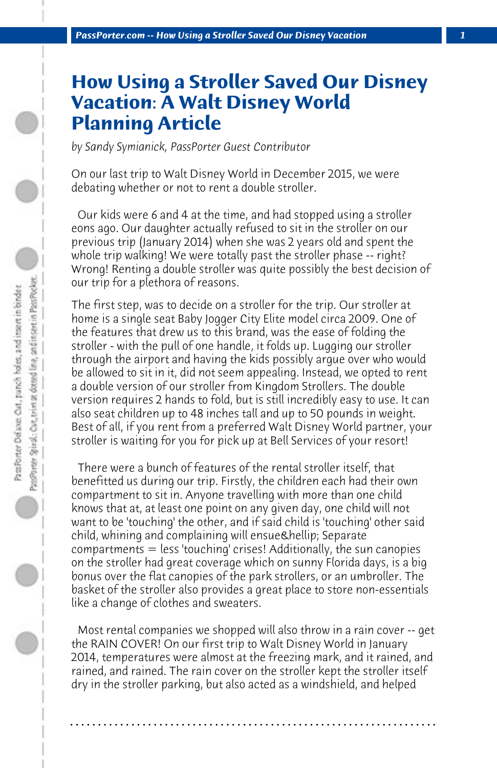# How Using a Stroller Saved Our Disney Vacation: A Walt Disney World Planning Article

*by Sandy Symianick, PassPorter Guest Contributor*

On our last trip to Walt Disney World in December 2015, we were debating whether or not to rent a double stroller.

Our kids were 6 and 4 at the time, and had stopped using a stroller eons ago. Our daughter actually refused to sit in the stroller on our previous trip (January 2014) when she was 2 years old and spent the whole trip walking! We were totally past the stroller phase -- right? Wrong! Renting a double stroller was quite possibly the best decision of our trip for a plethora of reasons.

The first step, was to decide on a stroller for the trip. Our stroller at home is a single seat Baby Jogger City Elite model circa 2009. One of the features that drew us to this brand, was the ease of folding the stroller - with the pull of one handle, it folds up. Lugging our stroller through the airport and having the kids possibly argue over who would be allowed to sit in it, did not seem appealing. Instead, we opted to rent a double version of our stroller from Kingdom Strollers. The double version requires 2 hands to fold, but is still incredibly easy to use. It can also seat children up to 48 inches tall and up to 50 pounds in weight. Best of all, if you rent from a preferred Walt Disney World partner, your stroller is waiting for you for pick up at Bell Services of your resort!

There were a bunch of features of the rental stroller itself, that benefitted us during our trip. Firstly, the children each had their own compartment to sit in. Anyone travelling with more than one child knows that at, at least one point on any given day, one child will not want to be 'touching' the other, and if said child is 'touching' other said child, whining and complaining will ensue&hellip; Separate compartments = less 'touching' crises! Additionally, the sun canopies on the stroller had great coverage which on sunny Florida days, is a big bonus over the flat canopies of the park strollers, or an umbroller. The basket of the stroller also provides a great place to store non-essentials like a change of clothes and sweaters.

Most rental companies we shopped will also throw in a rain cover -- get the RAIN COVER! On our first trip to Walt Disney World in January 2014, temperatures were almost at the freezing mark, and it rained, and rained, and rained. The rain cover on the stroller kept the stroller itself dry in the stroller parking, but also acted as a windshield, and helped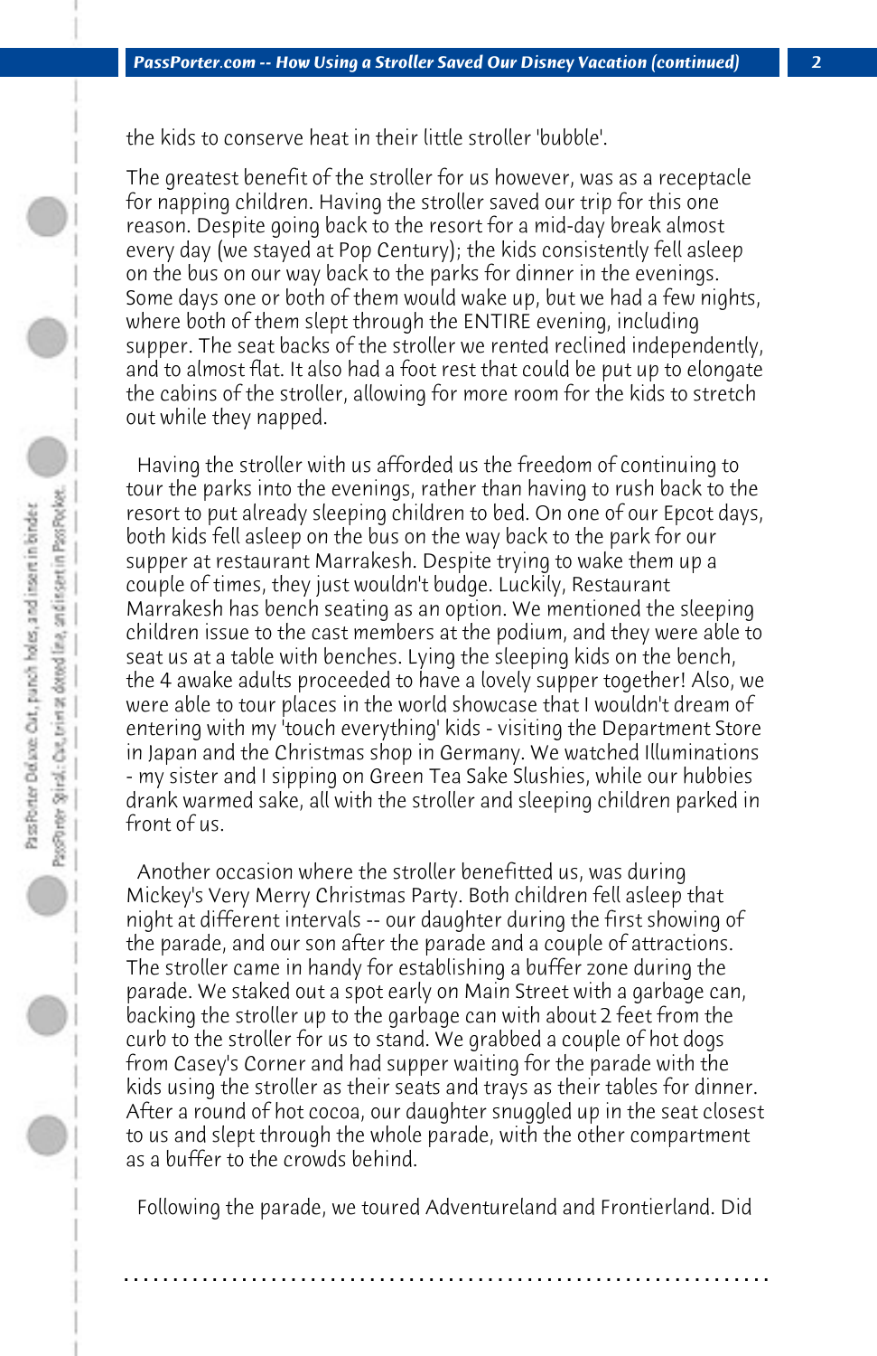the kids to conserve heat in their little stroller 'bubble'.

The greatest benefit of the stroller for us however, was as a receptacle for napping children. Having the stroller saved our trip for this one reason. Despite going back to the resort for a mid-day break almost every day (we stayed at Pop Century); the kids consistently fell asleep on the bus on our way back to the parks for dinner in the evenings. Some days one or both of them would wake up, but we had a few nights, where both of them slept through the ENTIRE evening, including supper. The seat backs of the stroller we rented reclined independently, and to almost flat. It also had a foot rest that could be put up to elongate the cabins of the stroller, allowing for more room for the kids to stretch out while they napped.

Having the stroller with us afforded us the freedom of continuing to tour the parks into the evenings, rather than having to rush back to the resort to put already sleeping children to bed. On one of our Epcot days, both kids fell asleep on the bus on the way back to the park for our supper at restaurant Marrakesh. Despite trying to wake them up a couple of times, they just wouldn't budge. Luckily, Restaurant Marrakesh has bench seating as an option. We mentioned the sleeping children issue to the cast members at the podium, and they were able to seat us at a table with benches. Lying the sleeping kids on the bench, the 4 awake adults proceeded to have a lovely supper together! Also, we were able to tour places in the world showcase that I wouldn't dream of entering with my 'touch everything' kids - visiting the Department Store in Japan and the Christmas shop in Germany. We watched Illuminations - my sister and I sipping on Green Tea Sake Slushies, while our hubbies drank warmed sake, all with the stroller and sleeping children parked in front of us.

Another occasion where the stroller benefitted us, was during Mickey's Very Merry Christmas Party. Both children fell asleep that night at different intervals -- our daughter during the first showing of the parade, and our son after the parade and a couple of attractions. The stroller came in handy for establishing a buffer zone during the parade. We staked out a spot early on Main Street with a garbage can, backing the stroller up to the garbage can with about 2 feet from the curb to the stroller for us to stand. We grabbed a couple of hot dogs from Casey's Corner and had supper waiting for the parade with the kids using the stroller as their seats and trays as their tables for dinner. After a round of hot cocoa, our daughter snuggled up in the seat closest to us and slept through the whole parade, with the other compartment as a buffer to the crowds behind.

Following the parade, we toured Adventureland and Frontierland. Did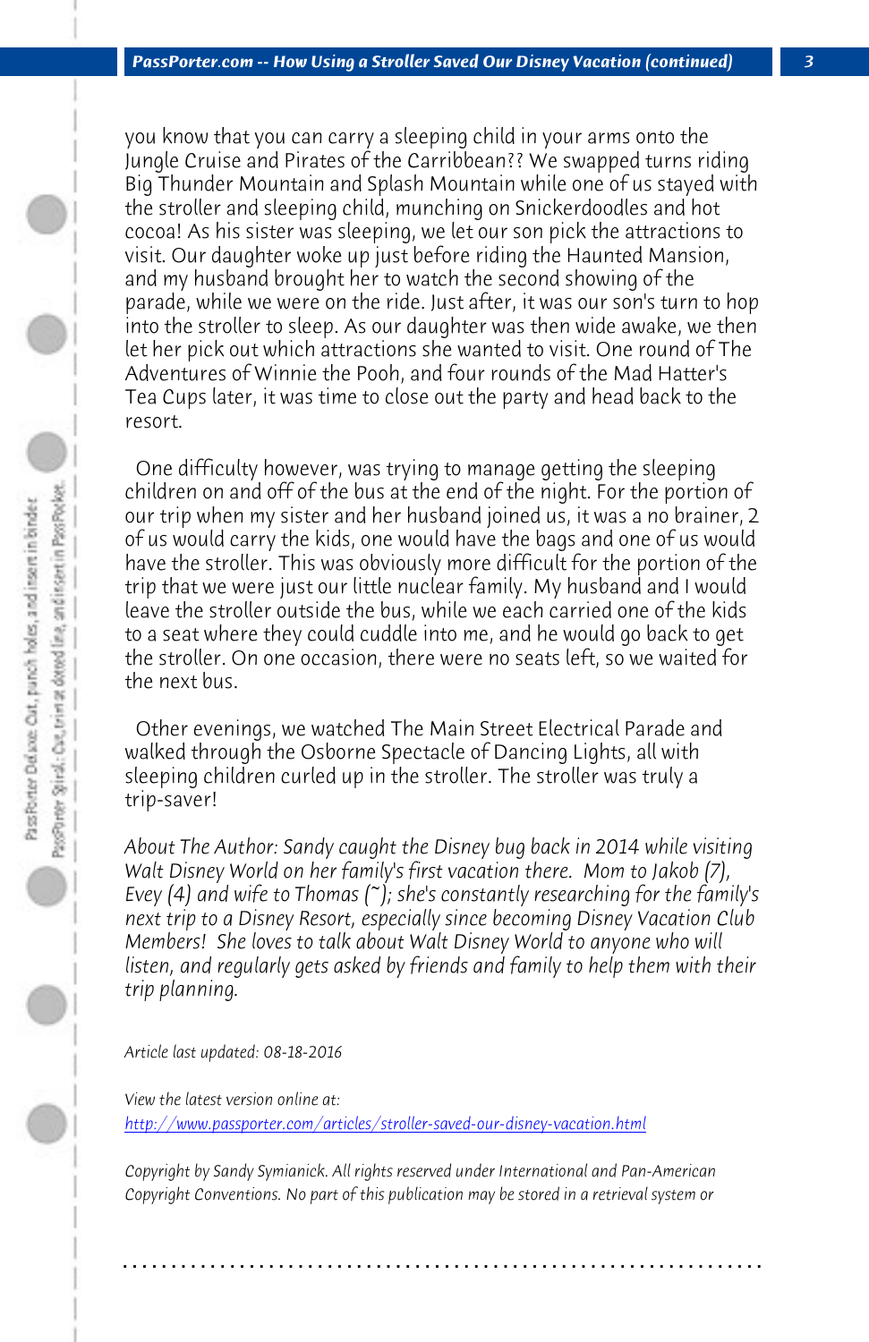you know that you can carry a sleeping child in your arms onto the Jungle Cruise and Pirates of the Carribbean?? We swapped turns riding Big Thunder Mountain and Splash Mountain while one of us stayed with the stroller and sleeping child, munching on Snickerdoodles and hot cocoa! As his sister was sleeping, we let our son pick the attractions to visit. Our daughter woke up just before riding the Haunted Mansion, and my husband brought her to watch the second showing of the parade, while we were on the ride. Just after, it was our son's turn to hop into the stroller to sleep. As our daughter was then wide awake, we then let her pick out which attractions she wanted to visit. One round of The Adventures of Winnie the Pooh, and four rounds of the Mad Hatter's Tea Cups later, it was time to close out the party and head back to the resort.

One difficulty however, was trying to manage getting the sleeping children on and off of the bus at the end of the night. For the portion of our trip when my sister and her husband joined us, it was a no brainer, 2 of us would carry the kids, one would have the bags and one of us would have the stroller. This was obviously more difficult for the portion of the trip that we were just our little nuclear family. My husband and I would leave the stroller outside the bus, while we each carried one of the kids to a seat where they could cuddle into me, and he would go back to get the stroller. On one occasion, there were no seats left, so we waited for the next bus.

Other evenings, we watched The Main Street Electrical Parade and walked through the Osborne Spectacle of Dancing Lights, all with sleeping children curled up in the stroller. The stroller was truly a trip-saver!

*About The Author: Sandy caught the Disney bug back in 2014 while visiting Walt Disney World on her family's first vacation there. Mom to Jakob (7), Evey (4) and wife to Thomas (~); she's constantly researching for the family's next trip to a Disney Resort, especially since becoming Disney Vacation Club Members! She loves to talk about Walt Disney World to anyone who will listen, and regularly gets asked by friends and family to help them with their trip planning.*

*Article last updated: 08-18-2016*

*View the latest version online at:*
*http://www.passporter.com/articles/stroller-saved-our-disney-vacation.html*

*Copyright by Sandy Symianick. All rights reserved under International and Pan-American Copyright Conventions. No part of this publication may be stored in a retrieval system or*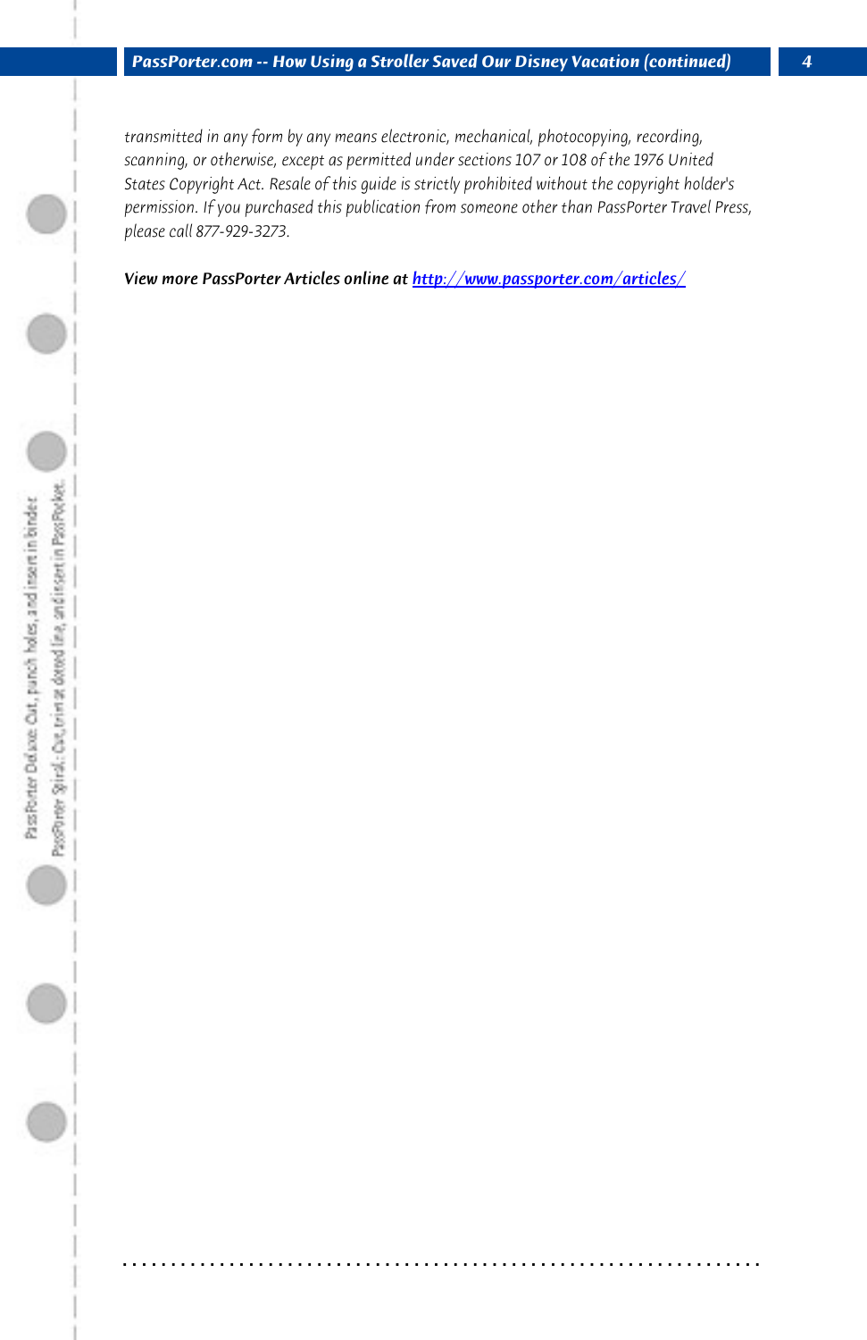*transmitted in any form by any means electronic, mechanical, photocopying, recording, scanning, or otherwise, except as permitted under sections 107 or 108 of the 1976 United States Copyright Act. Resale of this guide is strictly prohibited without the copyright holder's permission. If you purchased this publication from someone other than PassPorter Travel Press, please call 877-929-3273.*

**View more PassPorter Articles online at [http://www.passporter.com/articles/](http://www.passporter.com/articles/)**